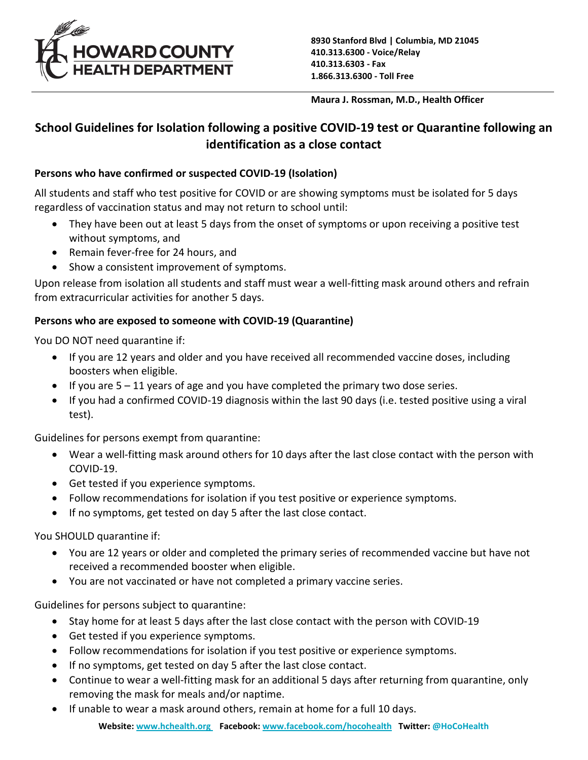HOWARD COUNTY HEALTH DEPARTMENT

**8930 Stanford Blvd | Columbia, MD 21045**
**410.313.6300 - Voice/Relay**
**410.313.6303 - Fax**
**1.866.313.6300 - Toll Free**

**Maura J. Rossman, M.D., Health Officer**

# School Guidelines for Isolation following a positive COVID-19 test or Quarantine following an identification as a close contact

### Persons who have confirmed or suspected COVID-19 (Isolation)

All students and staff who test positive for COVID or are showing symptoms must be isolated for 5 days regardless of vaccination status and may not return to school until:

- They have been out at least 5 days from the onset of symptoms or upon receiving a positive test without symptoms, and
- Remain fever-free for 24 hours, and
- Show a consistent improvement of symptoms.

Upon release from isolation all students and staff must wear a well-fitting mask around others and refrain from extracurricular activities for another 5 days.

### Persons who are exposed to someone with COVID-19 (Quarantine)

You DO NOT need quarantine if:

- If you are 12 years and older and you have received all recommended vaccine doses, including boosters when eligible.
- If you are 5 – 11 years of age and you have completed the primary two dose series.
- If you had a confirmed COVID-19 diagnosis within the last 90 days (i.e. tested positive using a viral test).

Guidelines for persons exempt from quarantine:

- Wear a well-fitting mask around others for 10 days after the last close contact with the person with COVID-19.
- Get tested if you experience symptoms.
- Follow recommendations for isolation if you test positive or experience symptoms.
- If no symptoms, get tested on day 5 after the last close contact.

You SHOULD quarantine if:

- You are 12 years or older and completed the primary series of recommended vaccine but have not received a recommended booster when eligible.
- You are not vaccinated or have not completed a primary vaccine series.

Guidelines for persons subject to quarantine:

- Stay home for at least 5 days after the last close contact with the person with COVID-19
- Get tested if you experience symptoms.
- Follow recommendations for isolation if you test positive or experience symptoms.
- If no symptoms, get tested on day 5 after the last close contact.
- Continue to wear a well-fitting mask for an additional 5 days after returning from quarantine, only removing the mask for meals and/or naptime.
- If unable to wear a mask around others, remain at home for a full 10 days.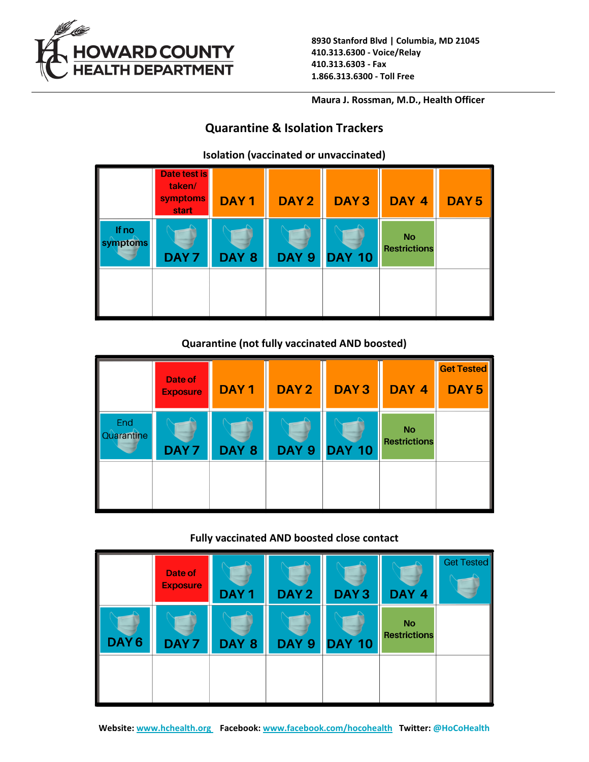HOWARD COUNTY HEALTH DEPARTMENT

**8930 Stanford Blvd | Columbia, MD 21045**
**410.313.6300 - Voice/Relay**
**410.313.6303 - Fax**
**1.866.313.6300 - Toll Free**

**Maura J. Rossman, M.D., Health Officer**

## Quarantine & Isolation Trackers

### Isolation (vaccinated or unvaccinated)

| | Date test is taken/ symptoms start | DAY 1 | DAY 2 | DAY 3 | DAY 4 | DAY 5 |
|---|---|---|---|---|---|---|
| If no symptoms | DAY 7 | DAY 8 | DAY 9 | DAY 10 | No Restrictions | |
| | | | | | | |

### Quarantine (not fully vaccinated AND boosted)

| | Date of Exposure | DAY 1 | DAY 2 | DAY 3 | DAY 4 | Get Tested DAY 5 |
|---|---|---|---|---|---|---|
| End Quarantine | DAY 7 | DAY 8 | DAY 9 | DAY 10 | No Restrictions | |
| | | | | | | |

### Fully vaccinated AND boosted close contact

| | Date of Exposure | DAY 1 | DAY 2 | DAY 3 | DAY 4 | Get Tested |
|---|---|---|---|---|---|---|
| DAY 6 | DAY 7 | DAY 8 | DAY 9 | DAY 10 | No Restrictions | |
| | | | | | | |

**Website:** www.hchealth.org **Facebook:** www.facebook.com/hocohealth **Twitter:** @HoCoHealth